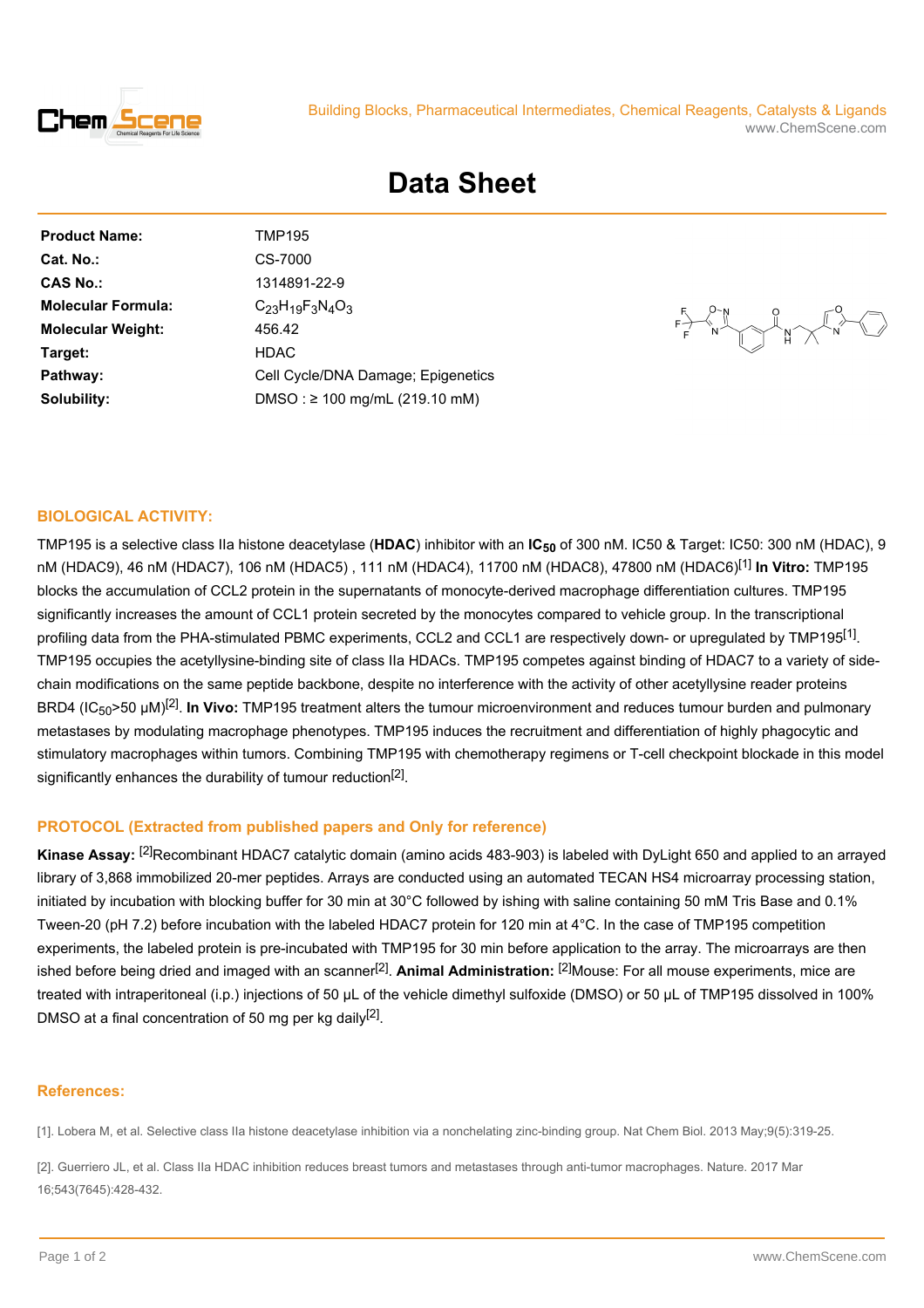Building Blocks, Pharmaceutical Intermediates, Chemical Reagents, Catalysts & Ligands
www.ChemScene.com

# Data Sheet

| | |
|---|---|
| **Product Name:** | TMP195 |
| **Cat. No.:** | CS-7000 |
| **CAS No.:** | 1314891-22-9 |
| **Molecular Formula:** | $C_{23}H_{19}F_3N_4O_3$ |
| **Molecular Weight:** | 456.42 |
| **Target:** | HDAC |
| **Pathway:** | Cell Cycle/DNA Damage; Epigenetics |
| **Solubility:** | DMSO : ≥ 100 mg/mL (219.10 mM) |

## BIOLOGICAL ACTIVITY:

TMP195 is a selective class IIa histone deacetylase (**HDAC**) inhibitor with an **$IC_{50}$** of 300 nM. IC50 & Target: IC50: 300 nM (HDAC), 9 nM (HDAC9), 46 nM (HDAC7), 106 nM (HDAC5) , 111 nM (HDAC4), 11700 nM (HDAC8), 47800 nM (HDAC6)[1] **In Vitro:** TMP195 blocks the accumulation of CCL2 protein in the supernatants of monocyte-derived macrophage differentiation cultures. TMP195 significantly increases the amount of CCL1 protein secreted by the monocytes compared to vehicle group. In the transcriptional profiling data from the PHA-stimulated PBMC experiments, CCL2 and CCL1 are respectively down- or upregulated by TMP195[1]. TMP195 occupies the acetyllysine-binding site of class IIa HDACs. TMP195 competes against binding of HDAC7 to a variety of side-chain modifications on the same peptide backbone, despite no interference with the activity of other acetyllysine reader proteins BRD4 ($IC_{50}$>50 μM)[2]. **In Vivo:** TMP195 treatment alters the tumour microenvironment and reduces tumour burden and pulmonary metastases by modulating macrophage phenotypes. TMP195 induces the recruitment and differentiation of highly phagocytic and stimulatory macrophages within tumors. Combining TMP195 with chemotherapy regimens or T-cell checkpoint blockade in this model significantly enhances the durability of tumour reduction[2].

## PROTOCOL (Extracted from published papers and Only for reference)

**Kinase Assay:** [2]Recombinant HDAC7 catalytic domain (amino acids 483-903) is labeled with DyLight 650 and applied to an arrayed library of 3,868 immobilized 20-mer peptides. Arrays are conducted using an automated TECAN HS4 microarray processing station, initiated by incubation with blocking buffer for 30 min at 30°C followed by ishing with saline containing 50 mM Tris Base and 0.1% Tween-20 (pH 7.2) before incubation with the labeled HDAC7 protein for 120 min at 4°C. In the case of TMP195 competition experiments, the labeled protein is pre-incubated with TMP195 for 30 min before application to the array. The microarrays are then ished before being dried and imaged with an scanner[2]. **Animal Administration:** [2]Mouse: For all mouse experiments, mice are treated with intraperitoneal (i.p.) injections of 50 μL of the vehicle dimethyl sulfoxide (DMSO) or 50 μL of TMP195 dissolved in 100% DMSO at a final concentration of 50 mg per kg daily[2].

## References:

[1]. Lobera M, et al. Selective class IIa histone deacetylase inhibition via a nonchelating zinc-binding group. Nat Chem Biol. 2013 May;9(5):319-25.

[2]. Guerriero JL, et al. Class IIa HDAC inhibition reduces breast tumors and metastases through anti-tumor macrophages. Nature. 2017 Mar 16;543(7645):428-432.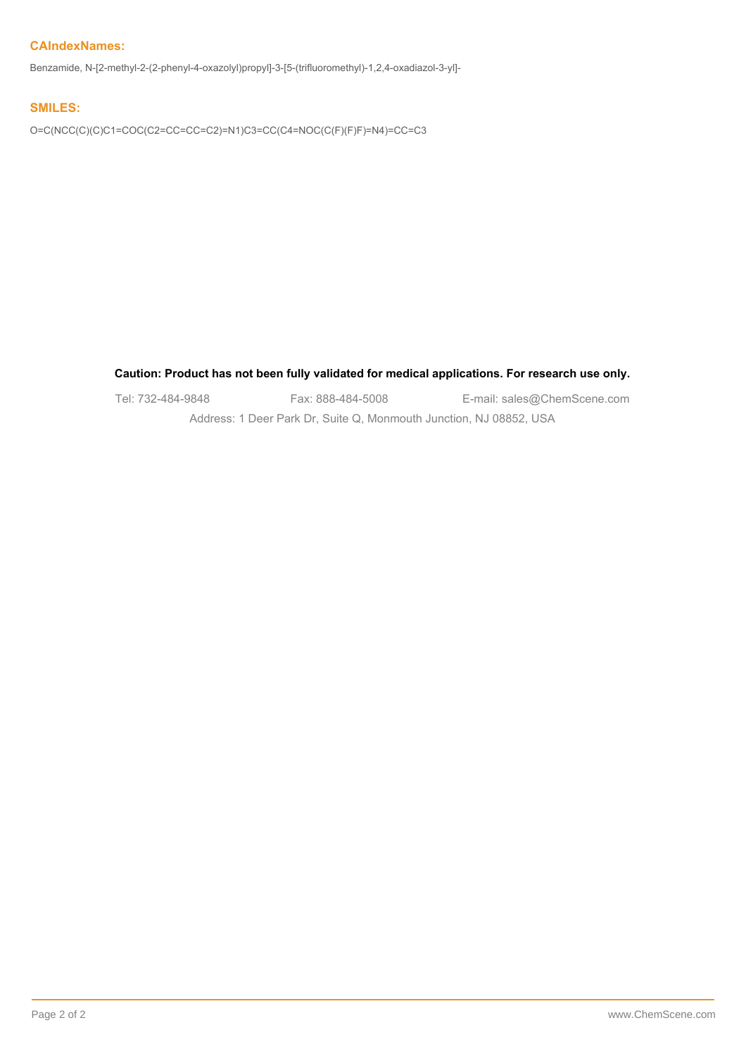## CAIndexNames:

Benzamide, N-[2-methyl-2-(2-phenyl-4-oxazolyl)propyl]-3-[5-(trifluoromethyl)-1,2,4-oxadiazol-3-yl]-

## SMILES:

O=C(NCC(C)(C)C1=COC(C2=CC=CC=C2)=N1)C3=CC(C4=NOC(C(F)(F)F)=N4)=CC=C3

**Caution: Product has not been fully validated for medical applications. For research use only.**

Tel: 732-484-9848 Fax: 888-484-5008 E-mail: sales@ChemScene.com

Address: 1 Deer Park Dr, Suite Q, Monmouth Junction, NJ 08852, USA